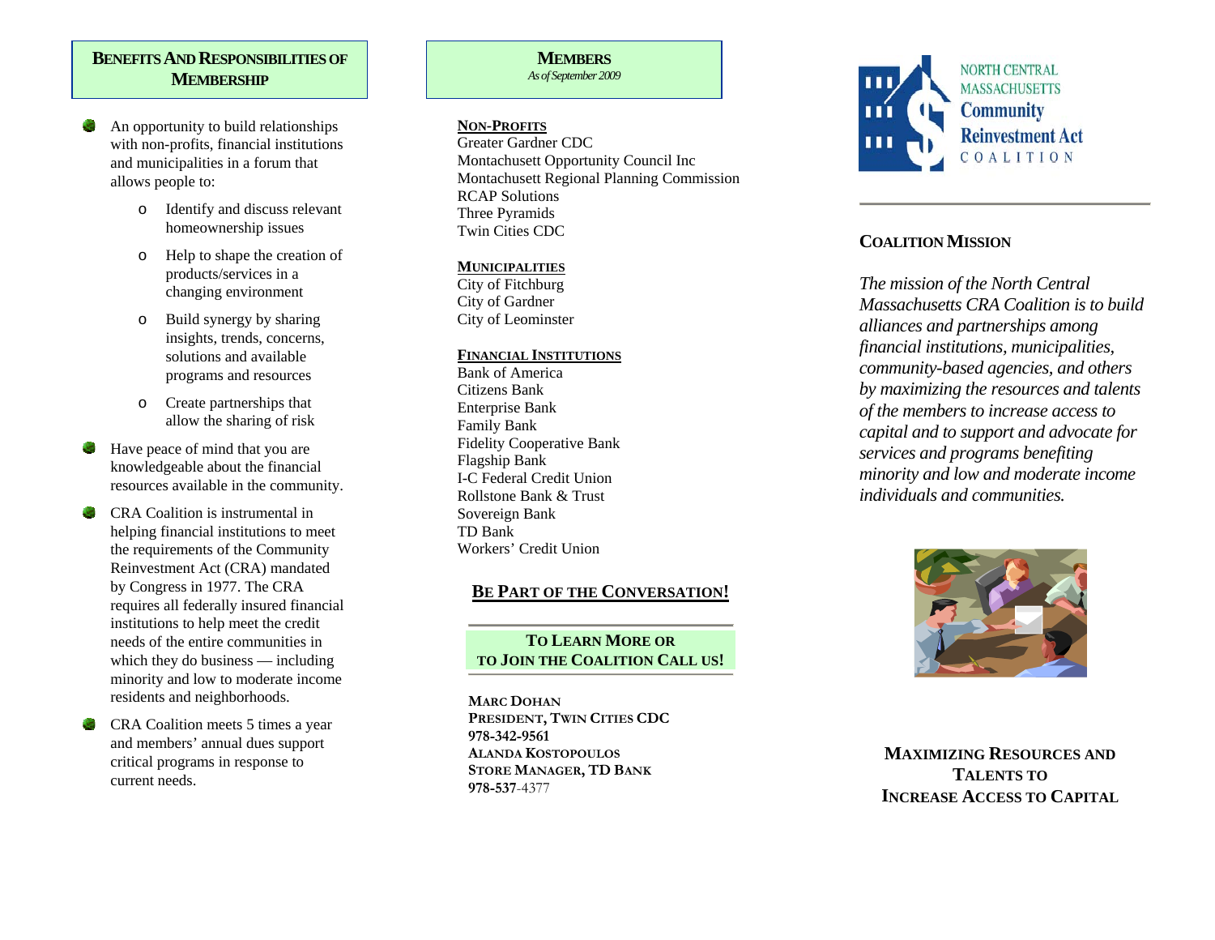## Benefits and Responsibilities of Membership

- An opportunity to build relationships with non-profits, financial institutions and municipalities in a forum that allows people to:
  - Identify and discuss relevant homeownership issues
  - Help to shape the creation of products/services in a changing environment
  - Build synergy by sharing insights, trends, concerns, solutions and available programs and resources
  - Create partnerships that allow the sharing of risk
- Have peace of mind that you are knowledgeable about the financial resources available in the community.
- CRA Coalition is instrumental in helping financial institutions to meet the requirements of the Community Reinvestment Act (CRA) mandated by Congress in 1977. The CRA requires all federally insured financial institutions to help meet the credit needs of the entire communities in which they do business — including minority and low to moderate income residents and neighborhoods.
- CRA Coalition meets 5 times a year and members' annual dues support critical programs in response to current needs.

## Members

*As of September 2009*

**Non-Profits**

Greater Gardner CDC
Montachusett Opportunity Council Inc
Montachusett Regional Planning Commission
RCAP Solutions
Three Pyramids
Twin Cities CDC

**Municipalities**

City of Fitchburg
City of Gardner
City of Leominster

**Financial Institutions**

Bank of America
Citizens Bank
Enterprise Bank
Family Bank
Fidelity Cooperative Bank
Flagship Bank
I-C Federal Credit Union
Rollstone Bank & Trust
Sovereign Bank
TD Bank
Workers' Credit Union

## Be Part of the Conversation!

**To Learn More or to Join the Coalition Call Us!**

**Marc Dohan**
**President, Twin Cities CDC**
**978-342-9561**
**Alanda Kostopoulos**
**Store Manager, TD Bank**
**978-537-4377**

# North Central Massachusetts Community Reinvestment Act Coalition

## Coalition Mission

*The mission of the North Central Massachusetts CRA Coalition is to build alliances and partnerships among financial institutions, municipalities, community-based agencies, and others by maximizing the resources and talents of the members to increase access to capital and to support and advocate for services and programs benefiting minority and low and moderate income individuals and communities.*

## Maximizing Resources and Talents to Increase Access to Capital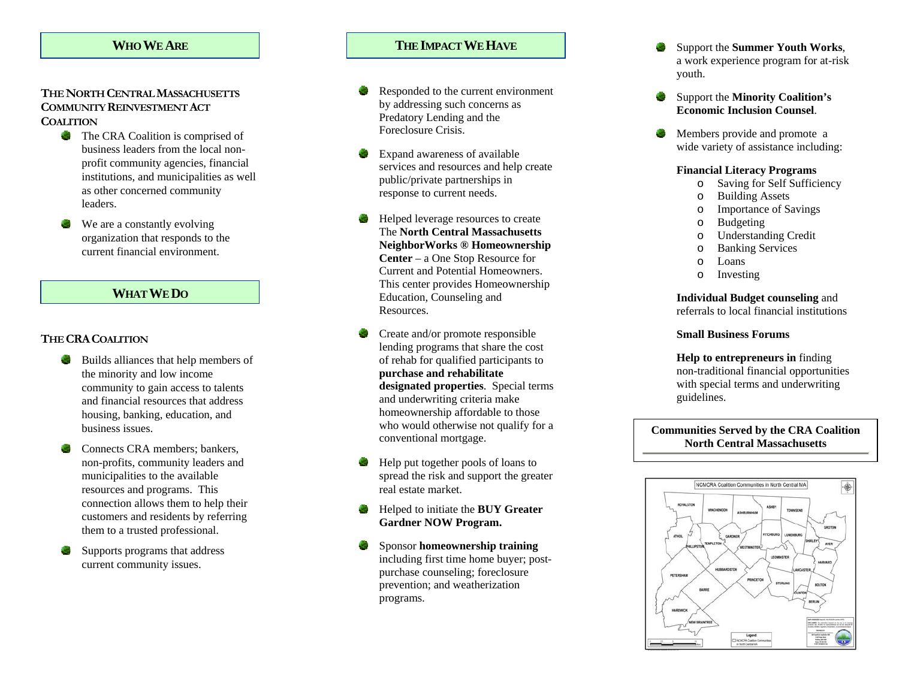## WHO WE ARE

### THE NORTH CENTRAL MASSACHUSETTS COMMUNITY REINVESTMENT ACT COALITION

- The CRA Coalition is comprised of business leaders from the local non-profit community agencies, financial institutions, and municipalities as well as other concerned community leaders.
- We are a constantly evolving organization that responds to the current financial environment.

## WHAT WE DO

### THE CRA COALITION

- Builds alliances that help members of the minority and low income community to gain access to talents and financial resources that address housing, banking, education, and business issues.
- Connects CRA members; bankers, non-profits, community leaders and municipalities to the available resources and programs. This connection allows them to help their customers and residents by referring them to a trusted professional.
- Supports programs that address current community issues.

## THE IMPACT WE HAVE

- Responded to the current environment by addressing such concerns as Predatory Lending and the Foreclosure Crisis.
- Expand awareness of available services and resources and help create public/private partnerships in response to current needs.
- Helped leverage resources to create The **North Central Massachusetts NeighborWorks ® Homeownership Center** – a One Stop Resource for Current and Potential Homeowners. This center provides Homeownership Education, Counseling and Resources.
- Create and/or promote responsible lending programs that share the cost of rehab for qualified participants to **purchase and rehabilitate designated properties**. Special terms and underwriting criteria make homeownership affordable to those who would otherwise not qualify for a conventional mortgage.
- Help put together pools of loans to spread the risk and support the greater real estate market.
- Helped to initiate the **BUY Greater Gardner NOW Program.**
- Sponsor **homeownership training** including first time home buyer; post-purchase counseling; foreclosure prevention; and weatherization programs.
- Support the **Summer Youth Works**, a work experience program for at-risk youth.
- Support the **Minority Coalition's Economic Inclusion Counsel**.
- Members provide and promote a wide variety of assistance including:

  **Financial Literacy Programs**
  - Saving for Self Sufficiency
  - Building Assets
  - Importance of Savings
  - Budgeting
  - Understanding Credit
  - Banking Services
  - Loans
  - Investing

  **Individual Budget counseling** and referrals to local financial institutions

  **Small Business Forums**

  **Help to entrepreneurs in** finding non-traditional financial opportunities with special terms and underwriting guidelines.

**Communities Served by the CRA Coalition North Central Massachusetts**

NCMCRA Coalition Communities in North Central MA

ROYALSTON
WINCHENDON
ASHBURNHAM
ASHBY
TOWNSEND
GROTON
ATHOL
GARDNER
FITCHBURG
LUNENBURG
SHIRLEY
AYER
PHILLIPSTON
TEMPLETON
WESTMINSTER
LEOMINSTER
HARVARD
HUBBARDSTON
LANCASTER
PETERSHAM
PRINCETON
STERLING
BOLTON
BARRE
CLINTON
BERLIN
HARDWICK
NEW BRAINTREE

Legend
NCMCRA Coalition Communities in North Central MA